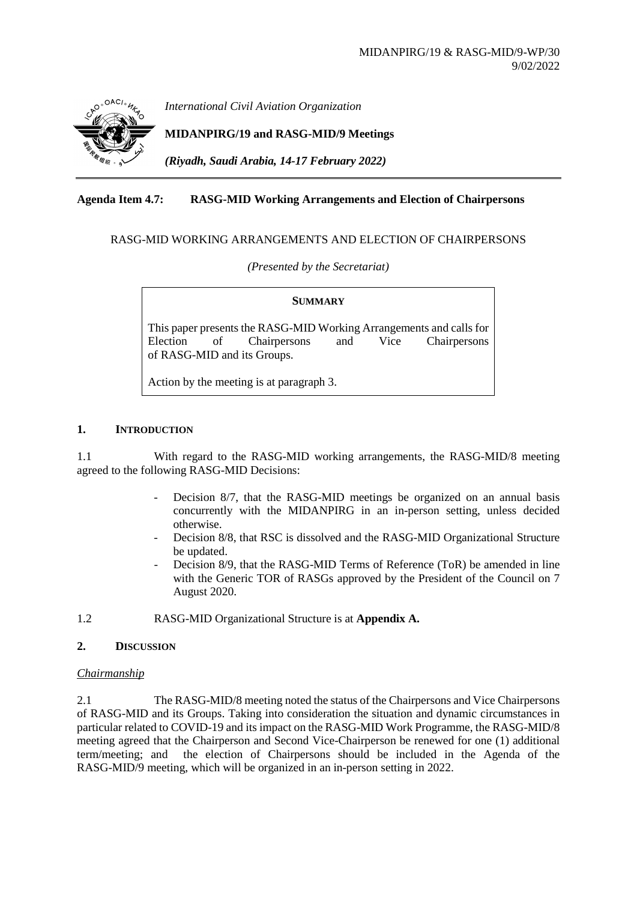MIDANPIRG/19 & RASG-MID/9-WP/30
9/02/2022

*International Civil Aviation Organization*

**MIDANPIRG/19 and RASG-MID/9 Meetings**

***(Riyadh, Saudi Arabia, 14-17 February 2022)***

**Agenda Item 4.7: RASG-MID Working Arrangements and Election of Chairpersons**

RASG-MID WORKING ARRANGEMENTS AND ELECTION OF CHAIRPERSONS

*(Presented by the Secretariat)*

**SUMMARY**

This paper presents the RASG-MID Working Arrangements and calls for Election of Chairpersons and Vice Chairpersons of RASG-MID and its Groups.

Action by the meeting is at paragraph 3.

## 1. INTRODUCTION

1.1 With regard to the RASG-MID working arrangements, the RASG-MID/8 meeting agreed to the following RASG-MID Decisions:

- Decision 8/7, that the RASG-MID meetings be organized on an annual basis concurrently with the MIDANPIRG in an in-person setting, unless decided otherwise.
- Decision 8/8, that RSC is dissolved and the RASG-MID Organizational Structure be updated.
- Decision 8/9, that the RASG-MID Terms of Reference (ToR) be amended in line with the Generic TOR of RASGs approved by the President of the Council on 7 August 2020.

1.2 RASG-MID Organizational Structure is at **Appendix A.**

## 2. DISCUSSION

*Chairmanship*

2.1 The RASG-MID/8 meeting noted the status of the Chairpersons and Vice Chairpersons of RASG-MID and its Groups. Taking into consideration the situation and dynamic circumstances in particular related to COVID-19 and its impact on the RASG-MID Work Programme, the RASG-MID/8 meeting agreed that the Chairperson and Second Vice-Chairperson be renewed for one (1) additional term/meeting; and the election of Chairpersons should be included in the Agenda of the RASG-MID/9 meeting, which will be organized in an in-person setting in 2022.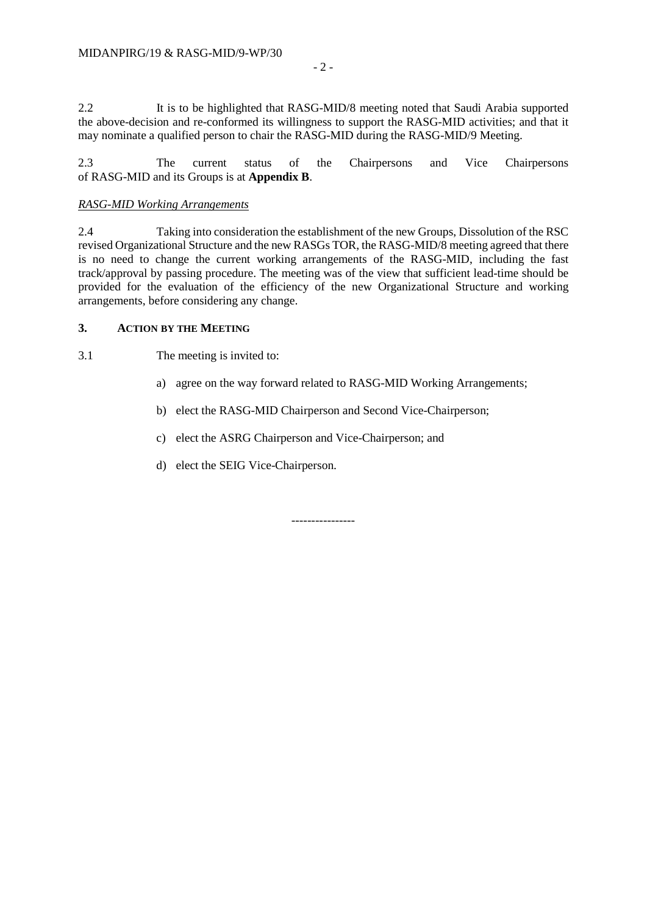2.2 It is to be highlighted that RASG-MID/8 meeting noted that Saudi Arabia supported the above-decision and re-conformed its willingness to support the RASG-MID activities; and that it may nominate a qualified person to chair the RASG-MID during the RASG-MID/9 Meeting.

2.3 The current status of the Chairpersons and Vice Chairpersons of RASG-MID and its Groups is at **Appendix B**.

*RASG-MID Working Arrangements*

2.4 Taking into consideration the establishment of the new Groups, Dissolution of the RSC revised Organizational Structure and the new RASGs TOR, the RASG-MID/8 meeting agreed that there is no need to change the current working arrangements of the RASG-MID, including the fast track/approval by passing procedure. The meeting was of the view that sufficient lead-time should be provided for the evaluation of the efficiency of the new Organizational Structure and working arrangements, before considering any change.

### 3. ACTION BY THE MEETING

3.1 The meeting is invited to:

a) agree on the way forward related to RASG-MID Working Arrangements;

b) elect the RASG-MID Chairperson and Second Vice-Chairperson;

c) elect the ASRG Chairperson and Vice-Chairperson; and

d) elect the SEIG Vice-Chairperson.

----------------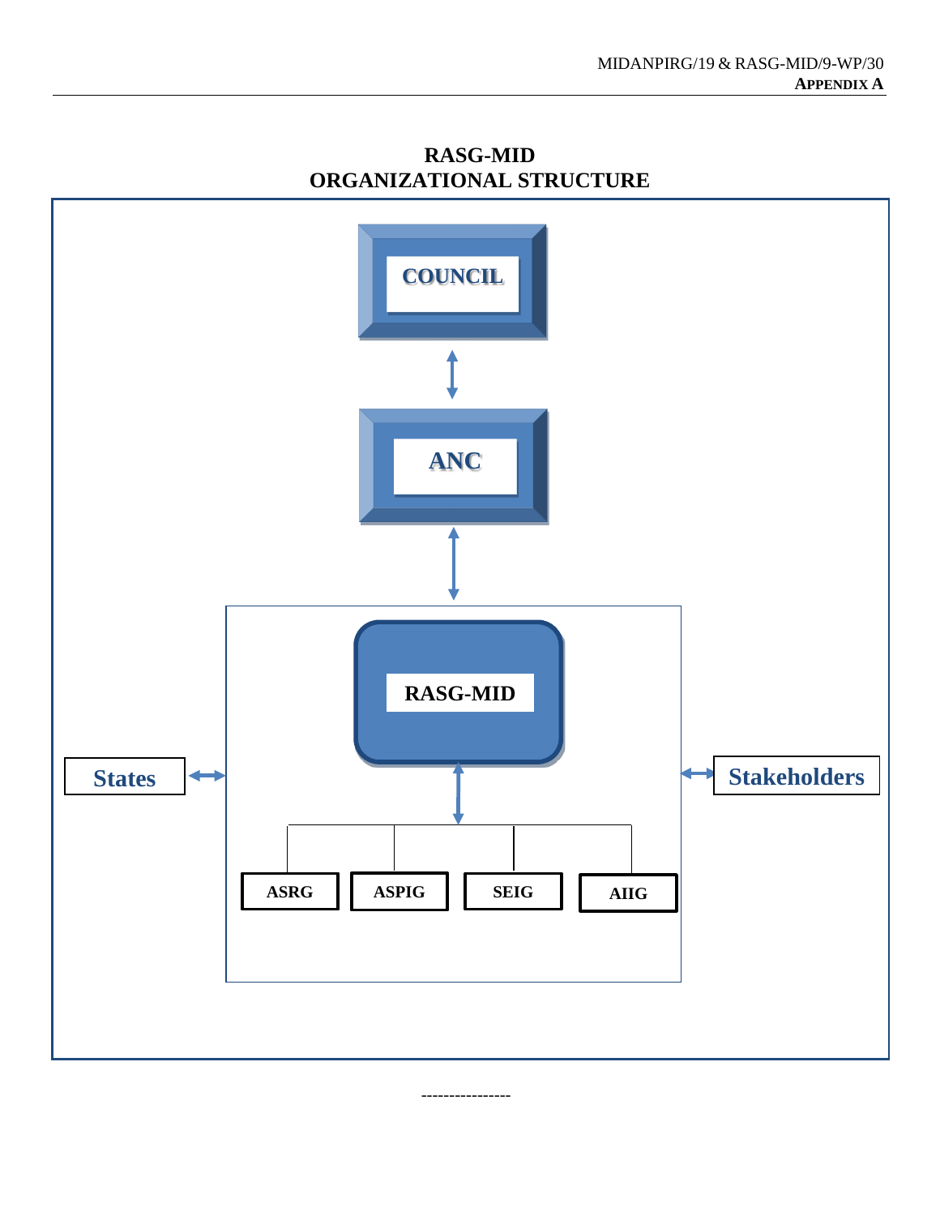# RASG-MID
# ORGANIZATIONAL STRUCTURE

COUNCIL

ANC

RASG-MID

States

Stakeholders

ASRG

ASPIG

SEIG

AIIG

----------------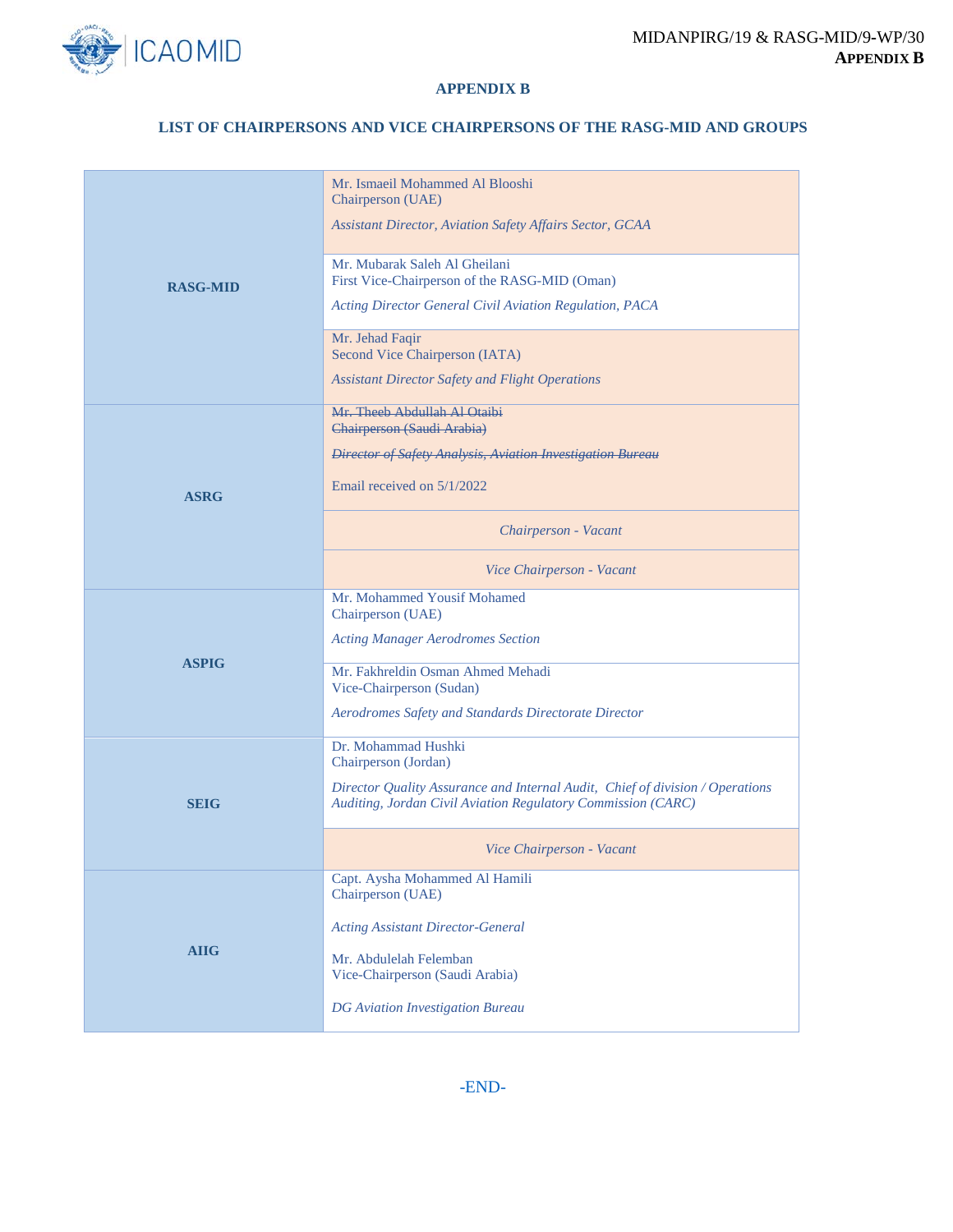**APPENDIX B**

**LIST OF CHAIRPERSONS AND VICE CHAIRPERSONS OF THE RASG-MID AND GROUPS**

| | |
|---|---|
| **RASG-MID** | Mr. Ismaeil Mohammed Al Blooshi<br>Chairperson (UAE)<br>*Assistant Director, Aviation Safety Affairs Sector, GCAA* |
| | Mr. Mubarak Saleh Al Gheilani<br>First Vice-Chairperson of the RASG-MID (Oman)<br>*Acting Director General Civil Aviation Regulation, PACA* |
| | Mr. Jehad Faqir<br>Second Vice Chairperson (IATA)<br>*Assistant Director Safety and Flight Operations* |
| **ASRG** | ~~Mr. Theeb Abdullah Al Otaibi~~<br>~~Chairperson (Saudi Arabia)~~<br>~~*Director of Safety Analysis, Aviation Investigation Bureau*~~<br>Email received on 5/1/2022 |
| | *Chairperson - Vacant* |
| | *Vice Chairperson - Vacant* |
| **ASPIG** | Mr. Mohammed Yousif Mohamed<br>Chairperson (UAE)<br>*Acting Manager Aerodromes Section* |
| | Mr. Fakhreldin Osman Ahmed Mehadi<br>Vice-Chairperson (Sudan)<br>*Aerodromes Safety and Standards Directorate Director* |
| **SEIG** | Dr. Mohammad Hushki<br>Chairperson (Jordan)<br>*Director Quality Assurance and Internal Audit, Chief of division / Operations Auditing, Jordan Civil Aviation Regulatory Commission (CARC)* |
| | *Vice Chairperson - Vacant* |
| **AIIG** | Capt. Aysha Mohammed Al Hamili<br>Chairperson (UAE)<br>*Acting Assistant Director-General*<br>Mr. Abdulelah Felemban<br>Vice-Chairperson (Saudi Arabia)<br>*DG Aviation Investigation Bureau* |

-END-